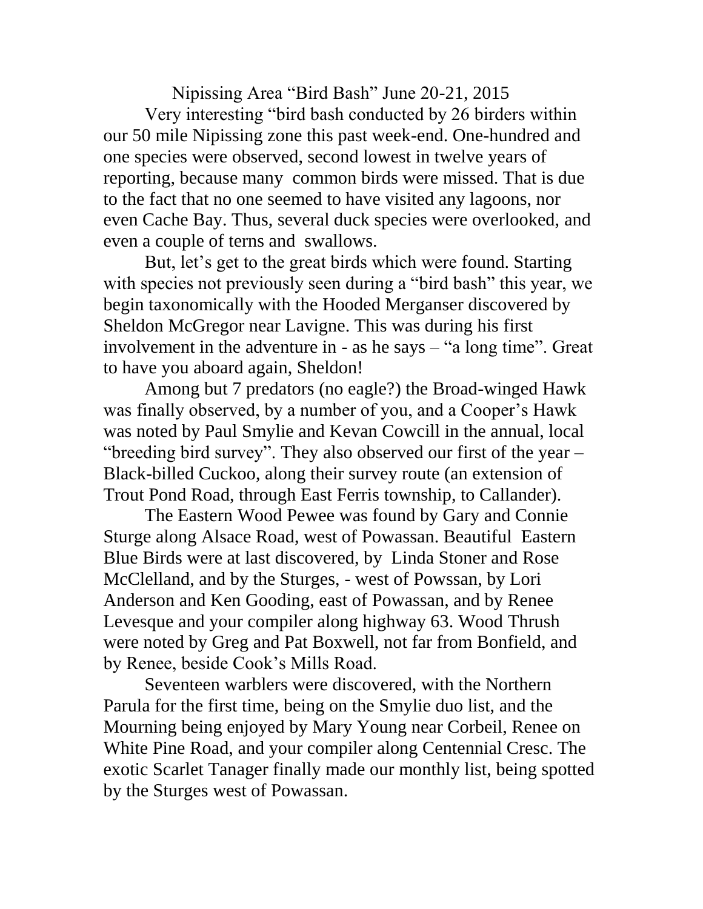# Nipissing Area "Bird Bash" June 20-21, 2015

Very interesting "bird bash conducted by 26 birders within our 50 mile Nipissing zone this past week-end. One-hundred and one species were observed, second lowest in twelve years of reporting, because many common birds were missed. That is due to the fact that no one seemed to have visited any lagoons, nor even Cache Bay. Thus, several duck species were overlooked, and even a couple of terns and swallows.

But, let's get to the great birds which were found. Starting with species not previously seen during a "bird bash" this year, we begin taxonomically with the Hooded Merganser discovered by Sheldon McGregor near Lavigne. This was during his first involvement in the adventure in - as he says – "a long time". Great to have you aboard again, Sheldon!

Among but 7 predators (no eagle?) the Broad-winged Hawk was finally observed, by a number of you, and a Cooper's Hawk was noted by Paul Smylie and Kevan Cowcill in the annual, local "breeding bird survey". They also observed our first of the year – Black-billed Cuckoo, along their survey route (an extension of Trout Pond Road, through East Ferris township, to Callander).

The Eastern Wood Pewee was found by Gary and Connie Sturge along Alsace Road, west of Powassan. Beautiful Eastern Blue Birds were at last discovered, by Linda Stoner and Rose McClelland, and by the Sturges, - west of Powssan, by Lori Anderson and Ken Gooding, east of Powassan, and by Renee Levesque and your compiler along highway 63. Wood Thrush were noted by Greg and Pat Boxwell, not far from Bonfield, and by Renee, beside Cook's Mills Road.

Seventeen warblers were discovered, with the Northern Parula for the first time, being on the Smylie duo list, and the Mourning being enjoyed by Mary Young near Corbeil, Renee on White Pine Road, and your compiler along Centennial Cresc. The exotic Scarlet Tanager finally made our monthly list, being spotted by the Sturges west of Powassan.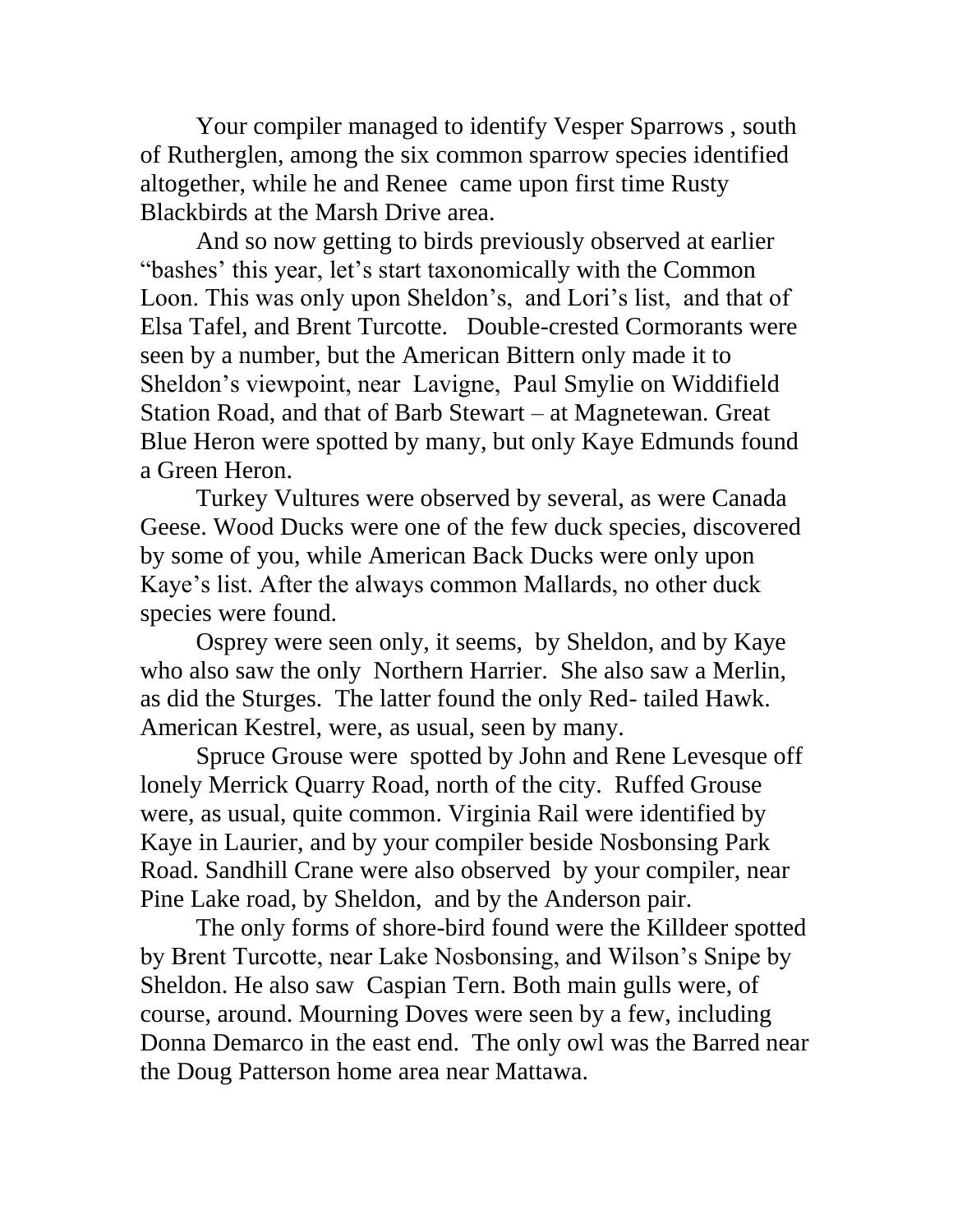Your compiler managed to identify Vesper Sparrows , south of Rutherglen, among the six common sparrow species identified altogether, while he and Renee came upon first time Rusty Blackbirds at the Marsh Drive area.

And so now getting to birds previously observed at earlier "bashes' this year, let's start taxonomically with the Common Loon. This was only upon Sheldon's, and Lori's list, and that of Elsa Tafel, and Brent Turcotte. Double-crested Cormorants were seen by a number, but the American Bittern only made it to Sheldon's viewpoint, near Lavigne, Paul Smylie on Widdifield Station Road, and that of Barb Stewart – at Magnetewan. Great Blue Heron were spotted by many, but only Kaye Edmunds found a Green Heron.

Turkey Vultures were observed by several, as were Canada Geese. Wood Ducks were one of the few duck species, discovered by some of you, while American Back Ducks were only upon Kaye's list. After the always common Mallards, no other duck species were found.

Osprey were seen only, it seems, by Sheldon, and by Kaye who also saw the only Northern Harrier. She also saw a Merlin, as did the Sturges. The latter found the only Red- tailed Hawk. American Kestrel, were, as usual, seen by many.

Spruce Grouse were spotted by John and Rene Levesque off lonely Merrick Quarry Road, north of the city. Ruffed Grouse were, as usual, quite common. Virginia Rail were identified by Kaye in Laurier, and by your compiler beside Nosbonsing Park Road. Sandhill Crane were also observed by your compiler, near Pine Lake road, by Sheldon, and by the Anderson pair.

The only forms of shore-bird found were the Killdeer spotted by Brent Turcotte, near Lake Nosbonsing, and Wilson's Snipe by Sheldon. He also saw Caspian Tern. Both main gulls were, of course, around. Mourning Doves were seen by a few, including Donna Demarco in the east end. The only owl was the Barred near the Doug Patterson home area near Mattawa.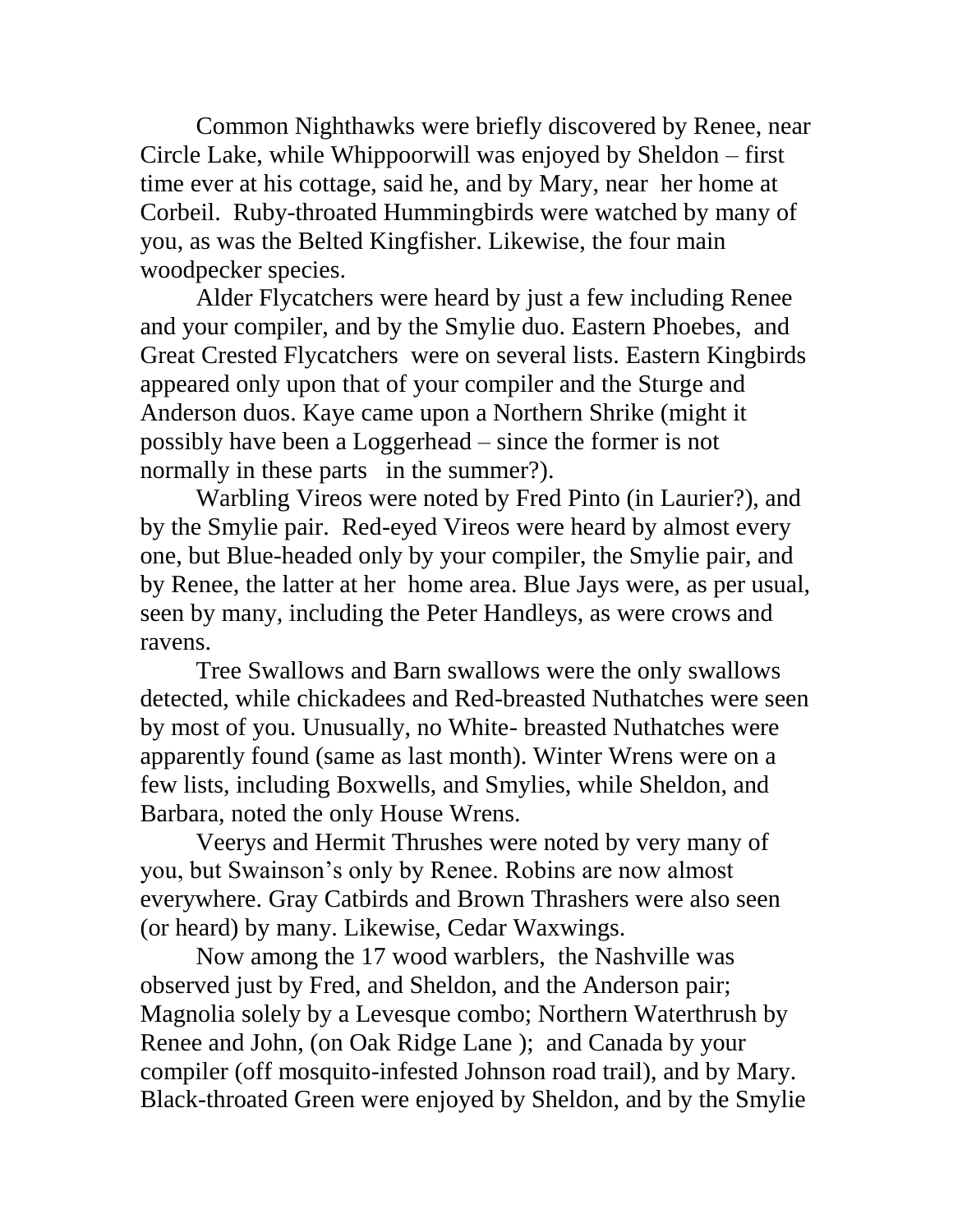Common Nighthawks were briefly discovered by Renee, near Circle Lake, while Whippoorwill was enjoyed by Sheldon – first time ever at his cottage, said he, and by Mary, near her home at Corbeil. Ruby-throated Hummingbirds were watched by many of you, as was the Belted Kingfisher. Likewise, the four main woodpecker species.

Alder Flycatchers were heard by just a few including Renee and your compiler, and by the Smylie duo. Eastern Phoebes, and Great Crested Flycatchers were on several lists. Eastern Kingbirds appeared only upon that of your compiler and the Sturge and Anderson duos. Kaye came upon a Northern Shrike (might it possibly have been a Loggerhead – since the former is not normally in these parts in the summer?).

Warbling Vireos were noted by Fred Pinto (in Laurier?), and by the Smylie pair. Red-eyed Vireos were heard by almost every one, but Blue-headed only by your compiler, the Smylie pair, and by Renee, the latter at her home area. Blue Jays were, as per usual, seen by many, including the Peter Handleys, as were crows and ravens.

Tree Swallows and Barn swallows were the only swallows detected, while chickadees and Red-breasted Nuthatches were seen by most of you. Unusually, no White- breasted Nuthatches were apparently found (same as last month). Winter Wrens were on a few lists, including Boxwells, and Smylies, while Sheldon, and Barbara, noted the only House Wrens.

Veerys and Hermit Thrushes were noted by very many of you, but Swainson's only by Renee. Robins are now almost everywhere. Gray Catbirds and Brown Thrashers were also seen (or heard) by many. Likewise, Cedar Waxwings.

Now among the 17 wood warblers, the Nashville was observed just by Fred, and Sheldon, and the Anderson pair; Magnolia solely by a Levesque combo; Northern Waterthrush by Renee and John, (on Oak Ridge Lane ); and Canada by your compiler (off mosquito-infested Johnson road trail), and by Mary. Black-throated Green were enjoyed by Sheldon, and by the Smylie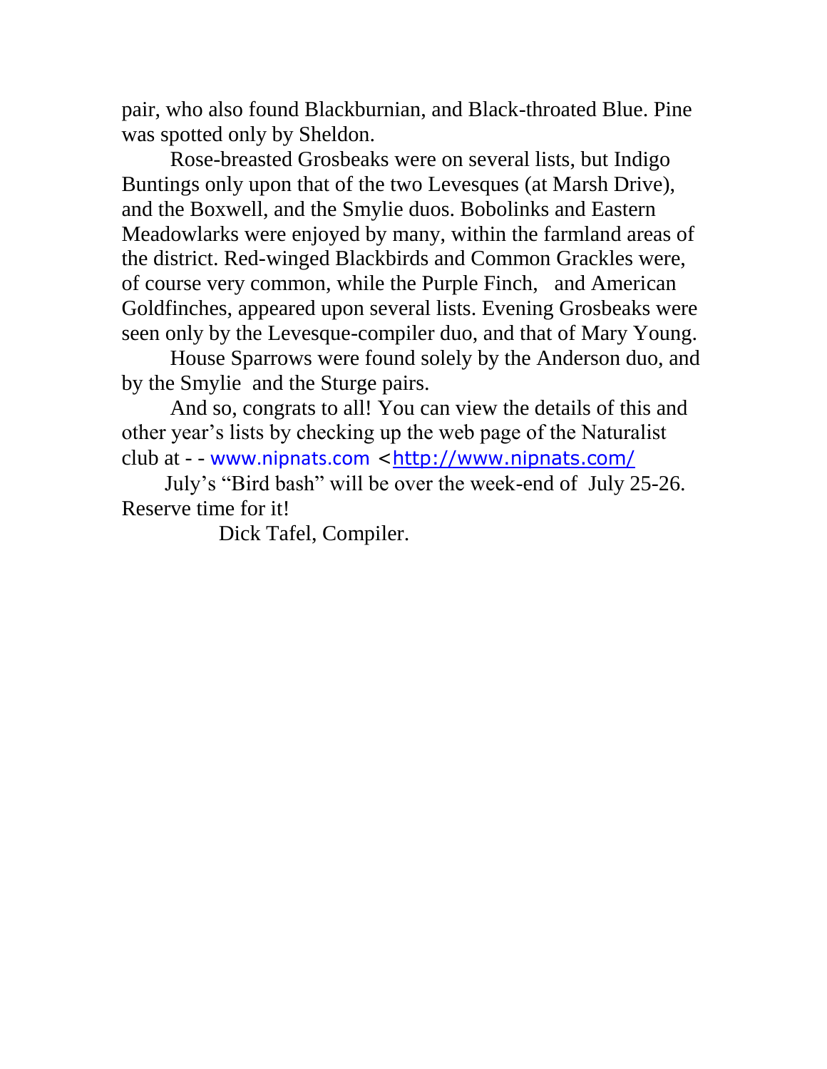pair, who also found Blackburnian, and Black-throated Blue. Pine was spotted only by Sheldon.

Rose-breasted Grosbeaks were on several lists, but Indigo Buntings only upon that of the two Levesques (at Marsh Drive), and the Boxwell, and the Smylie duos. Bobolinks and Eastern Meadowlarks were enjoyed by many, within the farmland areas of the district. Red-winged Blackbirds and Common Grackles were, of course very common, while the Purple Finch, and American Goldfinches, appeared upon several lists. Evening Grosbeaks were seen only by the Levesque-compiler duo, and that of Mary Young.

House Sparrows were found solely by the Anderson duo, and by the Smylie and the Sturge pairs.

And so, congrats to all! You can view the details of this and other year's lists by checking up the web page of the Naturalist club at - - www.nipnats.com <http://www.nipnats.com/

July's "Bird bash" will be over the week-end of July 25-26. Reserve time for it!

Dick Tafel, Compiler.